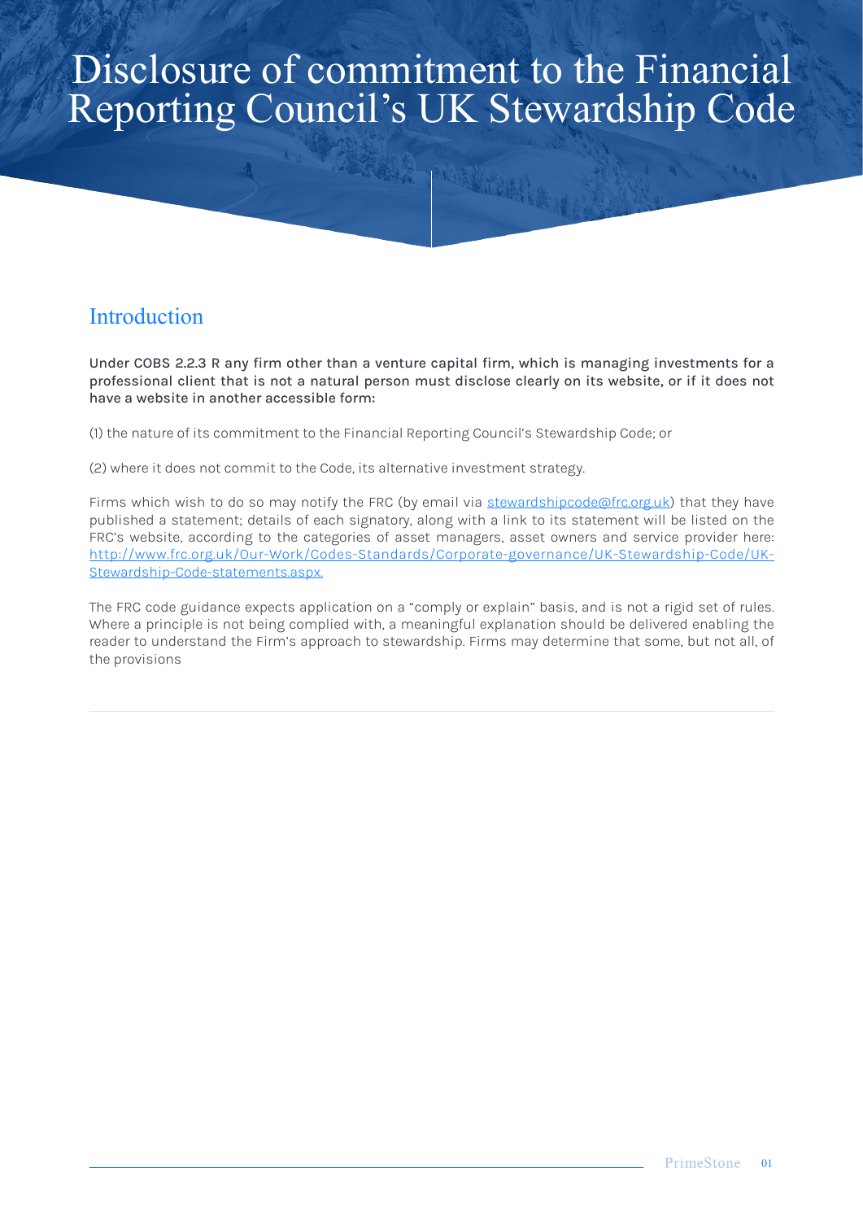# Disclosure of commitment to the Financial Reporting Council's UK Stewardship Code

## Introduction

**Under COBS 2.2.3 R any firm other than a venture capital firm, which is managing investments for a professional client that is not a natural person must disclose clearly on its website, or if it does not have a website in another accessible form:**

(1) the nature of its commitment to the Financial Reporting Council's Stewardship Code; or

(2) where it does not commit to the Code, its alternative investment strategy.

Firms which wish to do so may notify the FRC (by email via stewardshipcode@frc.org.uk) that they have published a statement; details of each signatory, along with a link to its statement will be listed on the FRC's website, according to the categories of asset managers, asset owners and service provider here: http://www.frc.org.uk/Our-Work/Codes-Standards/Corporate-governance/UK-Stewardship-Code/UK-Stewardship-Code-statements.aspx.

The FRC code guidance expects application on a "comply or explain" basis, and is not a rigid set of rules. Where a principle is not being complied with, a meaningful explanation should be delivered enabling the reader to understand the Firm's approach to stewardship. Firms may determine that some, but not all, of the provisions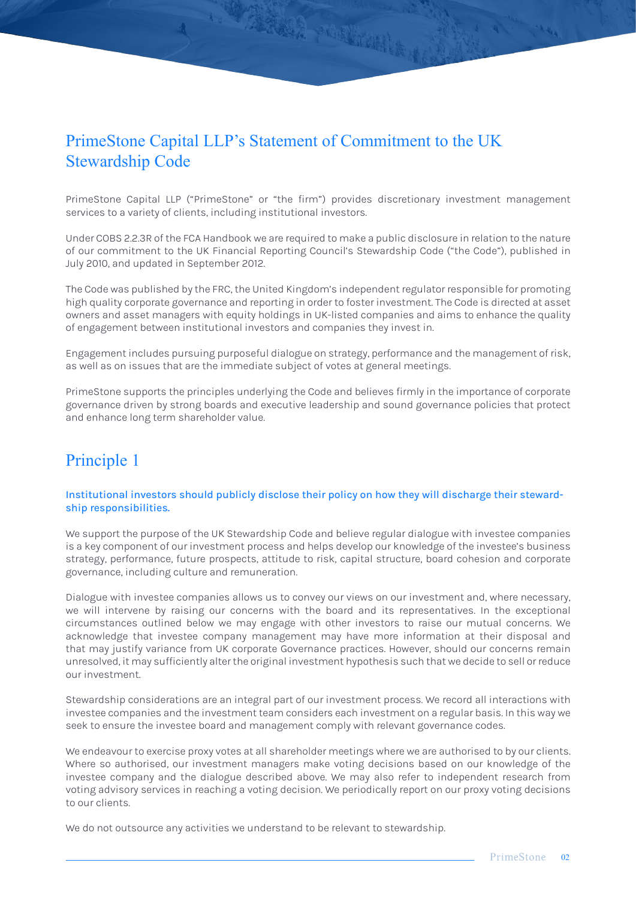# PrimeStone Capital LLP's Statement of Commitment to the UK Stewardship Code

PrimeStone Capital LLP ("PrimeStone" or "the firm") provides discretionary investment management services to a variety of clients, including institutional investors.

Under COBS 2.2.3R of the FCA Handbook we are required to make a public disclosure in relation to the nature of our commitment to the UK Financial Reporting Council's Stewardship Code ("the Code"), published in July 2010, and updated in September 2012.

The Code was published by the FRC, the United Kingdom's independent regulator responsible for promoting high quality corporate governance and reporting in order to foster investment. The Code is directed at asset owners and asset managers with equity holdings in UK-listed companies and aims to enhance the quality of engagement between institutional investors and companies they invest in.

Engagement includes pursuing purposeful dialogue on strategy, performance and the management of risk, as well as on issues that are the immediate subject of votes at general meetings.

PrimeStone supports the principles underlying the Code and believes firmly in the importance of corporate governance driven by strong boards and executive leadership and sound governance policies that protect and enhance long term shareholder value.

## Principle 1

**Institutional investors should publicly disclose their policy on how they will discharge their stewardship responsibilities.**

We support the purpose of the UK Stewardship Code and believe regular dialogue with investee companies is a key component of our investment process and helps develop our knowledge of the investee's business strategy, performance, future prospects, attitude to risk, capital structure, board cohesion and corporate governance, including culture and remuneration.

Dialogue with investee companies allows us to convey our views on our investment and, where necessary, we will intervene by raising our concerns with the board and its representatives. In the exceptional circumstances outlined below we may engage with other investors to raise our mutual concerns. We acknowledge that investee company management may have more information at their disposal and that may justify variance from UK corporate Governance practices. However, should our concerns remain unresolved, it may sufficiently alter the original investment hypothesis such that we decide to sell or reduce our investment.

Stewardship considerations are an integral part of our investment process. We record all interactions with investee companies and the investment team considers each investment on a regular basis. In this way we seek to ensure the investee board and management comply with relevant governance codes.

We endeavour to exercise proxy votes at all shareholder meetings where we are authorised to by our clients. Where so authorised, our investment managers make voting decisions based on our knowledge of the investee company and the dialogue described above. We may also refer to independent research from voting advisory services in reaching a voting decision. We periodically report on our proxy voting decisions to our clients.

We do not outsource any activities we understand to be relevant to stewardship.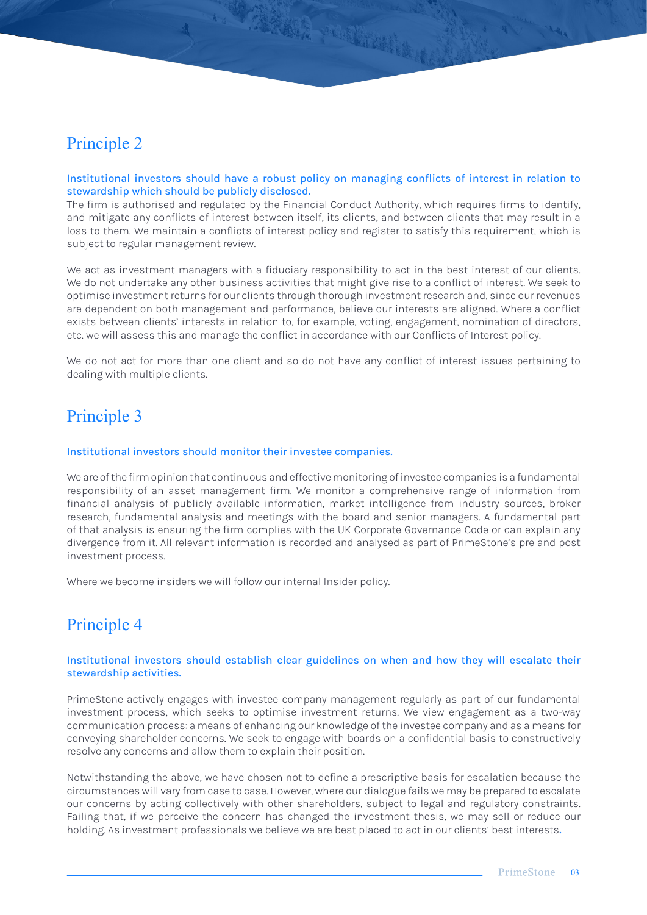## Principle 2

**Institutional investors should have a robust policy on managing conflicts of interest in relation to stewardship which should be publicly disclosed.**

The firm is authorised and regulated by the Financial Conduct Authority, which requires firms to identify, and mitigate any conflicts of interest between itself, its clients, and between clients that may result in a loss to them. We maintain a conflicts of interest policy and register to satisfy this requirement, which is subject to regular management review.

We act as investment managers with a fiduciary responsibility to act in the best interest of our clients. We do not undertake any other business activities that might give rise to a conflict of interest. We seek to optimise investment returns for our clients through thorough investment research and, since our revenues are dependent on both management and performance, believe our interests are aligned. Where a conflict exists between clients' interests in relation to, for example, voting, engagement, nomination of directors, etc. we will assess this and manage the conflict in accordance with our Conflicts of Interest policy.

We do not act for more than one client and so do not have any conflict of interest issues pertaining to dealing with multiple clients.

## Principle 3

**Institutional investors should monitor their investee companies.**

We are of the firm opinion that continuous and effective monitoring of investee companies is a fundamental responsibility of an asset management firm. We monitor a comprehensive range of information from financial analysis of publicly available information, market intelligence from industry sources, broker research, fundamental analysis and meetings with the board and senior managers. A fundamental part of that analysis is ensuring the firm complies with the UK Corporate Governance Code or can explain any divergence from it. All relevant information is recorded and analysed as part of PrimeStone's pre and post investment process.

Where we become insiders we will follow our internal Insider policy.

## Principle 4

**Institutional investors should establish clear guidelines on when and how they will escalate their stewardship activities.**

PrimeStone actively engages with investee company management regularly as part of our fundamental investment process, which seeks to optimise investment returns. We view engagement as a two-way communication process: a means of enhancing our knowledge of the investee company and as a means for conveying shareholder concerns. We seek to engage with boards on a confidential basis to constructively resolve any concerns and allow them to explain their position.

Notwithstanding the above, we have chosen not to define a prescriptive basis for escalation because the circumstances will vary from case to case. However, where our dialogue fails we may be prepared to escalate our concerns by acting collectively with other shareholders, subject to legal and regulatory constraints. Failing that, if we perceive the concern has changed the investment thesis, we may sell or reduce our holding. As investment professionals we believe we are best placed to act in our clients' best interests.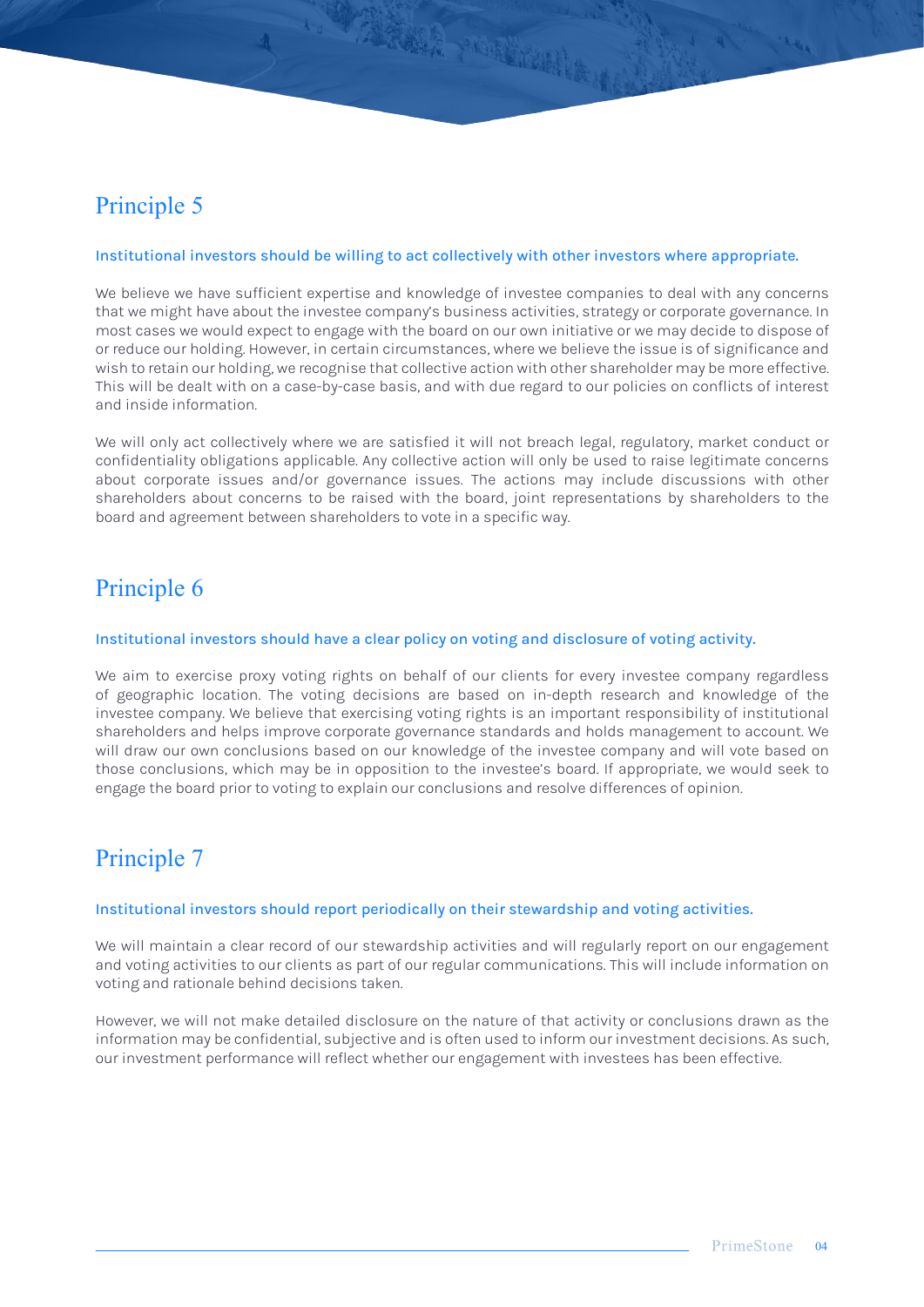## Principle 5

**Institutional investors should be willing to act collectively with other investors where appropriate.**

We believe we have sufficient expertise and knowledge of investee companies to deal with any concerns that we might have about the investee company's business activities, strategy or corporate governance. In most cases we would expect to engage with the board on our own initiative or we may decide to dispose of or reduce our holding. However, in certain circumstances, where we believe the issue is of significance and wish to retain our holding, we recognise that collective action with other shareholder may be more effective. This will be dealt with on a case-by-case basis, and with due regard to our policies on conflicts of interest and inside information.

We will only act collectively where we are satisfied it will not breach legal, regulatory, market conduct or confidentiality obligations applicable. Any collective action will only be used to raise legitimate concerns about corporate issues and/or governance issues. The actions may include discussions with other shareholders about concerns to be raised with the board, joint representations by shareholders to the board and agreement between shareholders to vote in a specific way.

## Principle 6

**Institutional investors should have a clear policy on voting and disclosure of voting activity.**

We aim to exercise proxy voting rights on behalf of our clients for every investee company regardless of geographic location. The voting decisions are based on in-depth research and knowledge of the investee company. We believe that exercising voting rights is an important responsibility of institutional shareholders and helps improve corporate governance standards and holds management to account. We will draw our own conclusions based on our knowledge of the investee company and will vote based on those conclusions, which may be in opposition to the investee's board. If appropriate, we would seek to engage the board prior to voting to explain our conclusions and resolve differences of opinion.

## Principle 7

**Institutional investors should report periodically on their stewardship and voting activities.**

We will maintain a clear record of our stewardship activities and will regularly report on our engagement and voting activities to our clients as part of our regular communications. This will include information on voting and rationale behind decisions taken.

However, we will not make detailed disclosure on the nature of that activity or conclusions drawn as the information may be confidential, subjective and is often used to inform our investment decisions. As such, our investment performance will reflect whether our engagement with investees has been effective.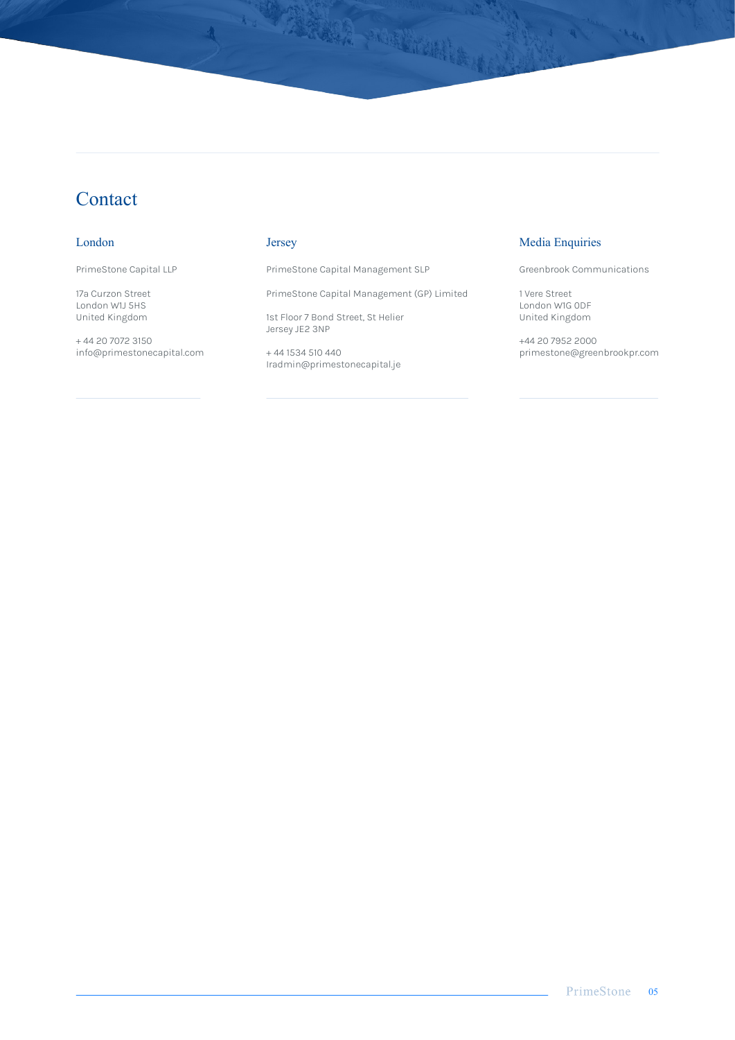## Contact

### London

PrimeStone Capital LLP

17a Curzon Street
London W1J 5HS
United Kingdom

+ 44 20 7072 3150
info@primestonecapital.com

### Jersey

PrimeStone Capital Management SLP

PrimeStone Capital Management (GP) Limited

1st Floor 7 Bond Street, St Helier
Jersey JE2 3NP

+ 44 1534 510 440
Iradmin@primestonecapital.je

### Media Enquiries

Greenbrook Communications

1 Vere Street
London W1G 0DF
United Kingdom

+44 20 7952 2000
primestone@greenbrookpr.com